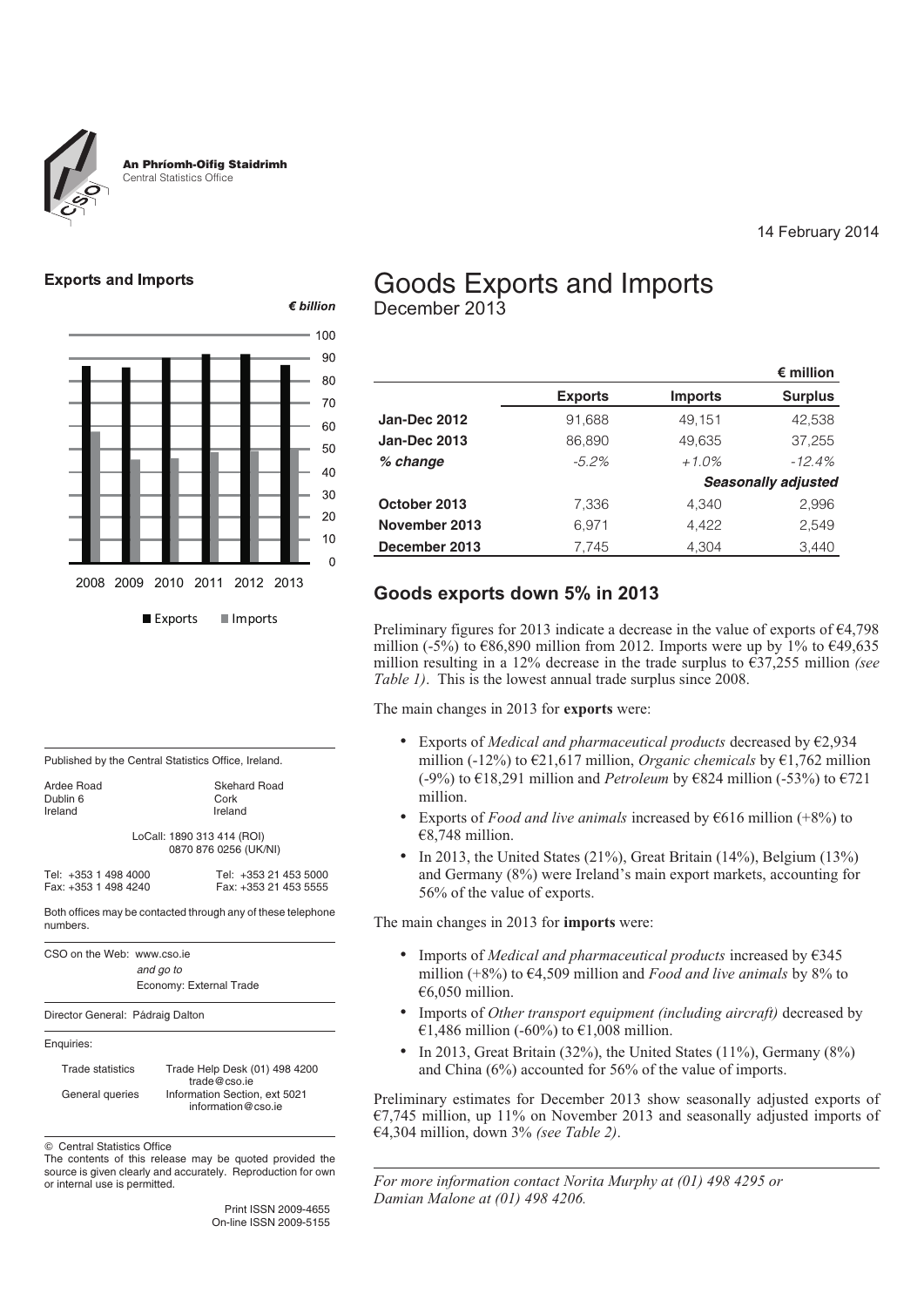An Phríomh-Oifig Staidrimh
Central Statistics Office

14 February 2014

# Goods Exports and Imports
December 2013

| | | | € million |
|---|---|---|---|
| | **Exports** | **Imports** | **Surplus** |
| **Jan-Dec 2012** | 91,688 | 49,151 | 42,538 |
| **Jan-Dec 2013** | 86,890 | 49,635 | 37,255 |
| ***% change*** | *-5.2%* | *+1.0%* | *-12.4%* |
| | | | ***Seasonally adjusted*** |
| **October 2013** | 7,336 | 4,340 | 2,996 |
| **November 2013** | 6,971 | 4,422 | 2,549 |
| **December 2013** | 7,745 | 4,304 | 3,440 |

## Goods exports down 5% in 2013

Preliminary figures for 2013 indicate a decrease in the value of exports of €4,798 million (-5%) to €86,890 million from 2012. Imports were up by 1% to €49,635 million resulting in a 12% decrease in the trade surplus to €37,255 million *(see Table 1)*. This is the lowest annual trade surplus since 2008.

The main changes in 2013 for **exports** were:

- Exports of *Medical and pharmaceutical products* decreased by €2,934 million (-12%) to €21,617 million, *Organic chemicals* by €1,762 million (-9%) to €18,291 million and *Petroleum* by €824 million (-53%) to €721 million.
- Exports of *Food and live animals* increased by €616 million (+8%) to €8,748 million.
- In 2013, the United States (21%), Great Britain (14%), Belgium (13%) and Germany (8%) were Ireland's main export markets, accounting for 56% of the value of exports.

The main changes in 2013 for **imports** were:

- Imports of *Medical and pharmaceutical products* increased by €345 million (+8%) to €4,509 million and *Food and live animals* by 8% to €6,050 million.
- Imports of *Other transport equipment (including aircraft)* decreased by €1,486 million (-60%) to €1,008 million.
- In 2013, Great Britain (32%), the United States (11%), Germany (8%) and China (6%) accounted for 56% of the value of imports.

Preliminary estimates for December 2013 show seasonally adjusted exports of €7,745 million, up 11% on November 2013 and seasonally adjusted imports of €4,304 million, down 3% *(see Table 2)*.

*For more information contact Norita Murphy at (01) 498 4295 or Damian Malone at (01) 498 4206.*

### Exports and Imports

*€ billion*

| | 2008 | 2009 | 2010 | 2011 | 2012 | 2013 |
|---|---|---|---|---|---|---|
| Exports | | | | | | |
| Imports | | | | | | |

Published by the Central Statistics Office, Ireland.

| | |
|---|---|
| Ardee Road<br>Dublin 6<br>Ireland | Skehard Road<br>Cork<br>Ireland |

LoCall: 1890 313 414 (ROI)
0870 876 0256 (UK/NI)

| | |
|---|---|
| Tel: +353 1 498 4000 | Tel: +353 21 453 5000 |
| Fax: +353 1 498 4240 | Fax: +353 21 453 5555 |

Both offices may be contacted through any of these telephone numbers.

CSO on the Web: www.cso.ie
*and go to*
Economy: External Trade

Director General: Pádraig Dalton

Enquiries:

| | |
|---|---|
| Trade statistics | Trade Help Desk (01) 498 4200<br>trade@cso.ie |
| General queries | Information Section, ext 5021<br>information@cso.ie |

© Central Statistics Office
The contents of this release may be quoted provided the source is given clearly and accurately. Reproduction for own or internal use is permitted.

Print ISSN 2009-4655
On-line ISSN 2009-5155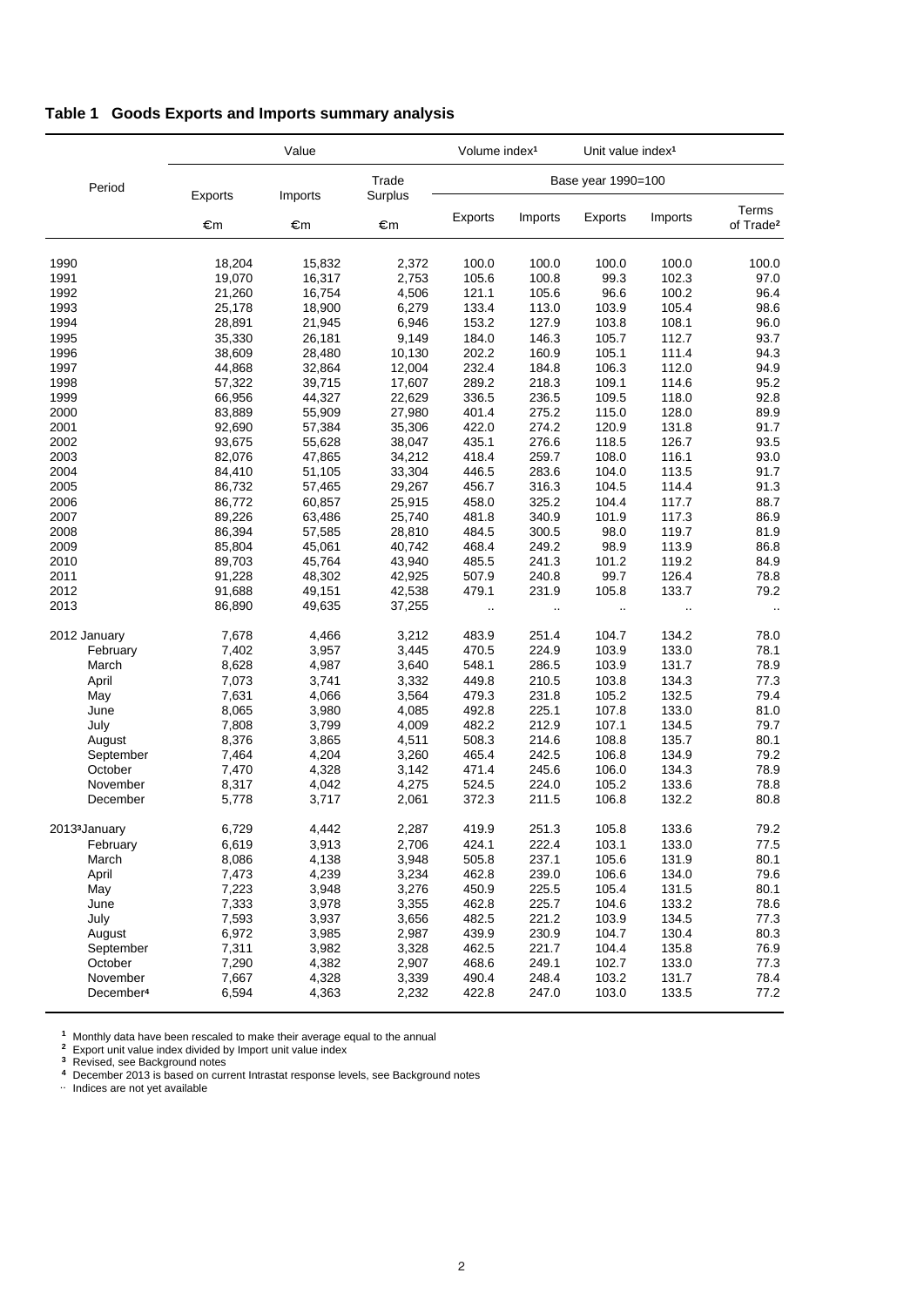## Table 1 Goods Exports and Imports summary analysis

| Period | Value | | | Volume index[1] | | Unit value index[1] | | |
|---|---|---|---|---|---|---|---|---|
| | Exports | Imports | Trade Surplus | Base year 1990=100 | | | | |
| | €m | €m | €m | Exports | Imports | Exports | Imports | Terms of Trade[2] |
| 1990 | 18,204 | 15,832 | 2,372 | 100.0 | 100.0 | 100.0 | 100.0 | 100.0 |
| 1991 | 19,070 | 16,317 | 2,753 | 105.6 | 100.8 | 99.3 | 102.3 | 97.0 |
| 1992 | 21,260 | 16,754 | 4,506 | 121.1 | 105.6 | 96.6 | 100.2 | 96.4 |
| 1993 | 25,178 | 18,900 | 6,279 | 133.4 | 113.0 | 103.9 | 105.4 | 98.6 |
| 1994 | 28,891 | 21,945 | 6,946 | 153.2 | 127.9 | 103.8 | 108.1 | 96.0 |
| 1995 | 35,330 | 26,181 | 9,149 | 184.0 | 146.3 | 105.7 | 112.7 | 93.7 |
| 1996 | 38,609 | 28,480 | 10,130 | 202.2 | 160.9 | 105.1 | 111.4 | 94.3 |
| 1997 | 44,868 | 32,864 | 12,004 | 232.4 | 184.8 | 106.3 | 112.0 | 94.9 |
| 1998 | 57,322 | 39,715 | 17,607 | 289.2 | 218.3 | 109.1 | 114.6 | 95.2 |
| 1999 | 66,956 | 44,327 | 22,629 | 336.5 | 236.5 | 109.5 | 118.0 | 92.8 |
| 2000 | 83,889 | 55,909 | 27,980 | 401.4 | 275.2 | 115.0 | 128.0 | 89.9 |
| 2001 | 92,690 | 57,384 | 35,306 | 422.0 | 274.2 | 120.9 | 131.8 | 91.7 |
| 2002 | 93,675 | 55,628 | 38,047 | 435.1 | 276.6 | 118.5 | 126.7 | 93.5 |
| 2003 | 82,076 | 47,865 | 34,212 | 418.4 | 259.7 | 108.0 | 116.1 | 93.0 |
| 2004 | 84,410 | 51,105 | 33,304 | 446.5 | 283.6 | 104.0 | 113.5 | 91.7 |
| 2005 | 86,732 | 57,465 | 29,267 | 456.7 | 316.3 | 104.5 | 114.4 | 91.3 |
| 2006 | 86,772 | 60,857 | 25,915 | 458.0 | 325.2 | 104.4 | 117.7 | 88.7 |
| 2007 | 89,226 | 63,486 | 25,740 | 481.8 | 340.9 | 101.9 | 117.3 | 86.9 |
| 2008 | 86,394 | 57,585 | 28,810 | 484.5 | 300.5 | 98.0 | 119.7 | 81.9 |
| 2009 | 85,804 | 45,061 | 40,742 | 468.4 | 249.2 | 98.9 | 113.9 | 86.8 |
| 2010 | 89,703 | 45,764 | 43,940 | 485.5 | 241.3 | 101.2 | 119.2 | 84.9 |
| 2011 | 91,228 | 48,302 | 42,925 | 507.9 | 240.8 | 99.7 | 126.4 | 78.8 |
| 2012 | 91,688 | 49,151 | 42,538 | 479.1 | 231.9 | 105.8 | 133.7 | 79.2 |
| 2013 | 86,890 | 49,635 | 37,255 | .. | .. | .. | .. | .. |
| 2012 January | 7,678 | 4,466 | 3,212 | 483.9 | 251.4 | 104.7 | 134.2 | 78.0 |
| February | 7,402 | 3,957 | 3,445 | 470.5 | 224.9 | 103.9 | 133.0 | 78.1 |
| March | 8,628 | 4,987 | 3,640 | 548.1 | 286.5 | 103.9 | 131.7 | 78.9 |
| April | 7,073 | 3,741 | 3,332 | 449.8 | 210.5 | 103.8 | 134.3 | 77.3 |
| May | 7,631 | 4,066 | 3,564 | 479.3 | 231.8 | 105.2 | 132.5 | 79.4 |
| June | 8,065 | 3,980 | 4,085 | 492.8 | 225.1 | 107.8 | 133.0 | 81.0 |
| July | 7,808 | 3,799 | 4,009 | 482.2 | 212.9 | 107.1 | 134.5 | 79.7 |
| August | 8,376 | 3,865 | 4,511 | 508.3 | 214.6 | 108.8 | 135.7 | 80.1 |
| September | 7,464 | 4,204 | 3,260 | 465.4 | 242.5 | 106.8 | 134.9 | 79.2 |
| October | 7,470 | 4,328 | 3,142 | 471.4 | 245.6 | 106.0 | 134.3 | 78.9 |
| November | 8,317 | 4,042 | 4,275 | 524.5 | 224.0 | 105.2 | 133.6 | 78.8 |
| December | 5,778 | 3,717 | 2,061 | 372.3 | 211.5 | 106.8 | 132.2 | 80.8 |
| 2013[3] January | 6,729 | 4,442 | 2,287 | 419.9 | 251.3 | 105.8 | 133.6 | 79.2 |
| February | 6,619 | 3,913 | 2,706 | 424.1 | 222.4 | 103.1 | 133.0 | 77.5 |
| March | 8,086 | 4,138 | 3,948 | 505.8 | 237.1 | 105.6 | 131.9 | 80.1 |
| April | 7,473 | 4,239 | 3,234 | 462.8 | 239.0 | 106.6 | 134.0 | 79.6 |
| May | 7,223 | 3,948 | 3,276 | 450.9 | 225.5 | 105.4 | 131.5 | 80.1 |
| June | 7,333 | 3,978 | 3,355 | 462.8 | 225.7 | 104.6 | 133.2 | 78.6 |
| July | 7,593 | 3,937 | 3,656 | 482.5 | 221.2 | 103.9 | 134.5 | 77.3 |
| August | 6,972 | 3,985 | 2,987 | 439.9 | 230.9 | 104.7 | 130.4 | 80.3 |
| September | 7,311 | 3,982 | 3,328 | 462.5 | 221.7 | 104.4 | 135.8 | 76.9 |
| October | 7,290 | 4,382 | 2,907 | 468.6 | 249.1 | 102.7 | 133.0 | 77.3 |
| November | 7,667 | 4,328 | 3,339 | 490.4 | 248.4 | 103.2 | 131.7 | 78.4 |
| December[4] | 6,594 | 4,363 | 2,232 | 422.8 | 247.0 | 103.0 | 133.5 | 77.2 |

[1] Monthly data have been rescaled to make their average equal to the annual
[2] Export unit value index divided by Import unit value index
[3] Revised, see Background notes
[4] December 2013 is based on current Intrastat response levels, see Background notes
.. Indices are not yet available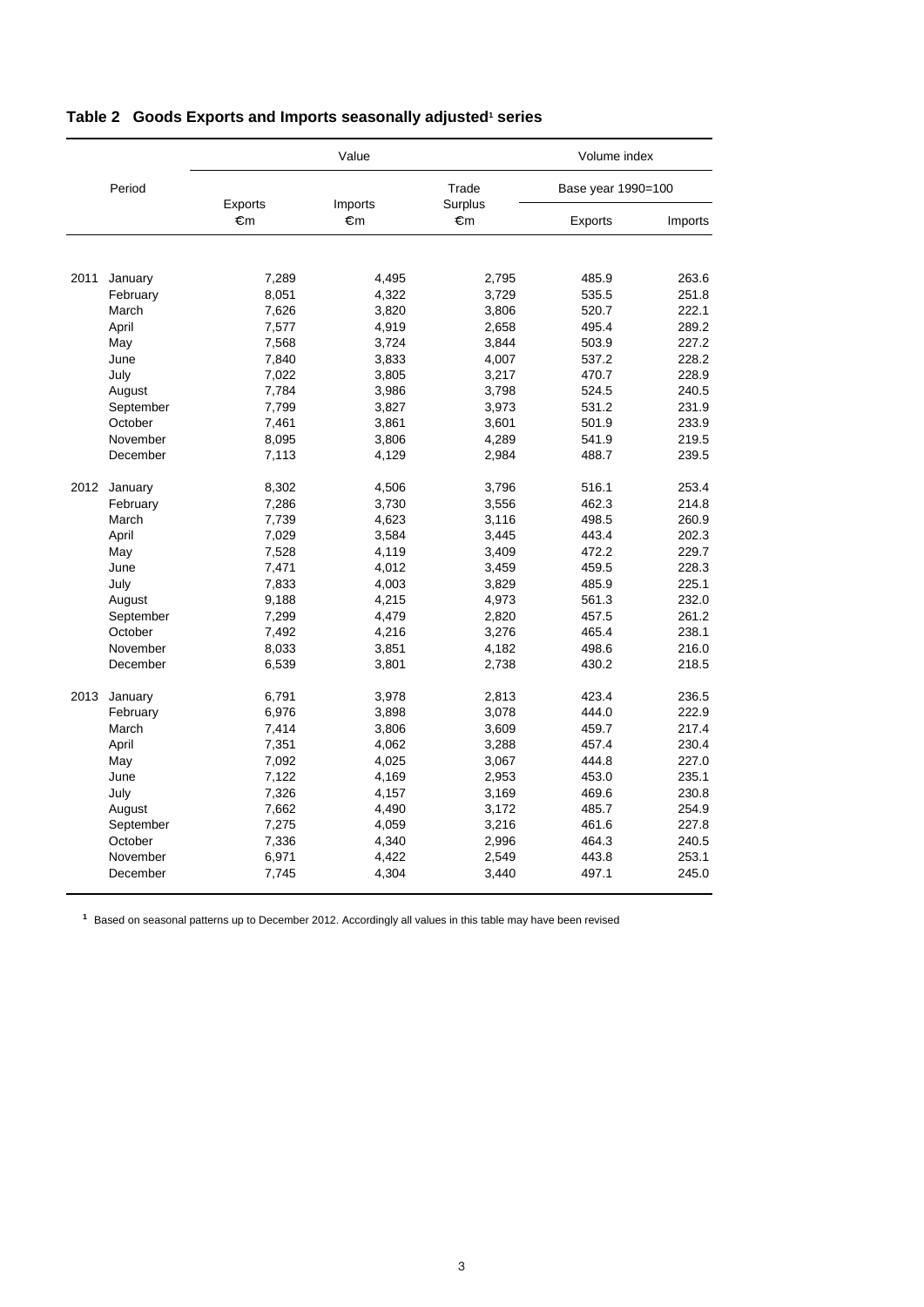## Table 2 Goods Exports and Imports seasonally adjusted[1] series

| Period | | Value | | | Volume index | |
|---|---|---|---|---|---|---|
| | | | | | Base year 1990=100 | |
| | | Exports €m | Imports €m | Trade Surplus €m | Exports | Imports |
| 2011 | January | 7,289 | 4,495 | 2,795 | 485.9 | 263.6 |
| | February | 8,051 | 4,322 | 3,729 | 535.5 | 251.8 |
| | March | 7,626 | 3,820 | 3,806 | 520.7 | 222.1 |
| | April | 7,577 | 4,919 | 2,658 | 495.4 | 289.2 |
| | May | 7,568 | 3,724 | 3,844 | 503.9 | 227.2 |
| | June | 7,840 | 3,833 | 4,007 | 537.2 | 228.2 |
| | July | 7,022 | 3,805 | 3,217 | 470.7 | 228.9 |
| | August | 7,784 | 3,986 | 3,798 | 524.5 | 240.5 |
| | September | 7,799 | 3,827 | 3,973 | 531.2 | 231.9 |
| | October | 7,461 | 3,861 | 3,601 | 501.9 | 233.9 |
| | November | 8,095 | 3,806 | 4,289 | 541.9 | 219.5 |
| | December | 7,113 | 4,129 | 2,984 | 488.7 | 239.5 |
| 2012 | January | 8,302 | 4,506 | 3,796 | 516.1 | 253.4 |
| | February | 7,286 | 3,730 | 3,556 | 462.3 | 214.8 |
| | March | 7,739 | 4,623 | 3,116 | 498.5 | 260.9 |
| | April | 7,029 | 3,584 | 3,445 | 443.4 | 202.3 |
| | May | 7,528 | 4,119 | 3,409 | 472.2 | 229.7 |
| | June | 7,471 | 4,012 | 3,459 | 459.5 | 228.3 |
| | July | 7,833 | 4,003 | 3,829 | 485.9 | 225.1 |
| | August | 9,188 | 4,215 | 4,973 | 561.3 | 232.0 |
| | September | 7,299 | 4,479 | 2,820 | 457.5 | 261.2 |
| | October | 7,492 | 4,216 | 3,276 | 465.4 | 238.1 |
| | November | 8,033 | 3,851 | 4,182 | 498.6 | 216.0 |
| | December | 6,539 | 3,801 | 2,738 | 430.2 | 218.5 |
| 2013 | January | 6,791 | 3,978 | 2,813 | 423.4 | 236.5 |
| | February | 6,976 | 3,898 | 3,078 | 444.0 | 222.9 |
| | March | 7,414 | 3,806 | 3,609 | 459.7 | 217.4 |
| | April | 7,351 | 4,062 | 3,288 | 457.4 | 230.4 |
| | May | 7,092 | 4,025 | 3,067 | 444.8 | 227.0 |
| | June | 7,122 | 4,169 | 2,953 | 453.0 | 235.1 |
| | July | 7,326 | 4,157 | 3,169 | 469.6 | 230.8 |
| | August | 7,662 | 4,490 | 3,172 | 485.7 | 254.9 |
| | September | 7,275 | 4,059 | 3,216 | 461.6 | 227.8 |
| | October | 7,336 | 4,340 | 2,996 | 464.3 | 240.5 |
| | November | 6,971 | 4,422 | 2,549 | 443.8 | 253.1 |
| | December | 7,745 | 4,304 | 3,440 | 497.1 | 245.0 |

[1] Based on seasonal patterns up to December 2012. Accordingly all values in this table may have been revised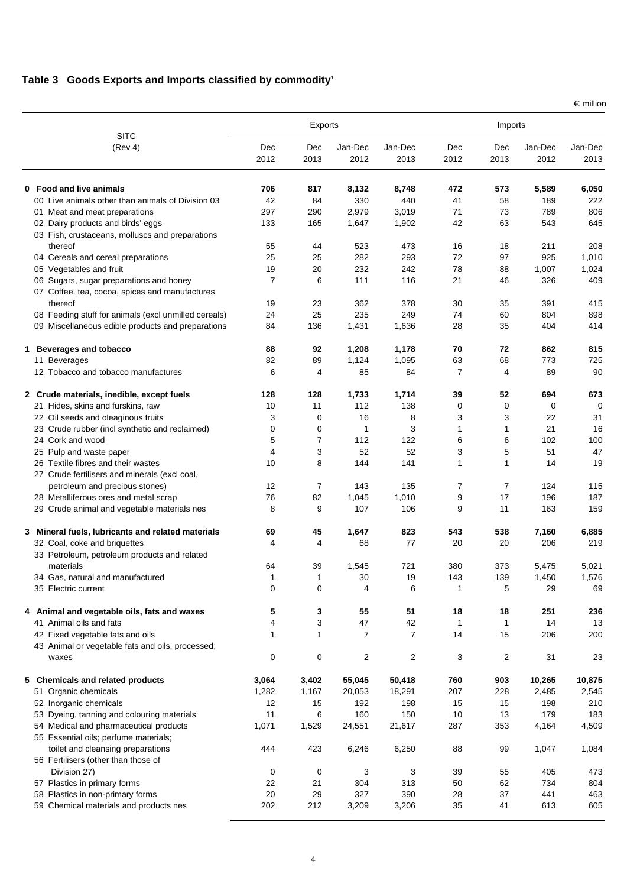## Table 3 Goods Exports and Imports classified by commodity[1]

€ million

| SITC (Rev 4) | Exports | | | | Imports | | | |
|---|---|---|---|---|---|---|---|---|
| | Dec 2012 | Dec 2013 | Jan-Dec 2012 | Jan-Dec 2013 | Dec 2012 | Dec 2013 | Jan-Dec 2012 | Jan-Dec 2013 |
| **0 Food and live animals** | **706** | **817** | **8,132** | **8,748** | **472** | **573** | **5,589** | **6,050** |
| 00 Live animals other than animals of Division 03 | 42 | 84 | 330 | 440 | 41 | 58 | 189 | 222 |
| 01 Meat and meat preparations | 297 | 290 | 2,979 | 3,019 | 71 | 73 | 789 | 806 |
| 02 Dairy products and birds' eggs | 133 | 165 | 1,647 | 1,902 | 42 | 63 | 543 | 645 |
| 03 Fish, crustaceans, molluscs and preparations thereof | 55 | 44 | 523 | 473 | 16 | 18 | 211 | 208 |
| 04 Cereals and cereal preparations | 25 | 25 | 282 | 293 | 72 | 97 | 925 | 1,010 |
| 05 Vegetables and fruit | 19 | 20 | 232 | 242 | 78 | 88 | 1,007 | 1,024 |
| 06 Sugars, sugar preparations and honey | 7 | 6 | 111 | 116 | 21 | 46 | 326 | 409 |
| 07 Coffee, tea, cocoa, spices and manufactures thereof | 19 | 23 | 362 | 378 | 30 | 35 | 391 | 415 |
| 08 Feeding stuff for animals (excl unmilled cereals) | 24 | 25 | 235 | 249 | 74 | 60 | 804 | 898 |
| 09 Miscellaneous edible products and preparations | 84 | 136 | 1,431 | 1,636 | 28 | 35 | 404 | 414 |
| **1 Beverages and tobacco** | **88** | **92** | **1,208** | **1,178** | **70** | **72** | **862** | **815** |
| 11 Beverages | 82 | 89 | 1,124 | 1,095 | 63 | 68 | 773 | 725 |
| 12 Tobacco and tobacco manufactures | 6 | 4 | 85 | 84 | 7 | 4 | 89 | 90 |
| **2 Crude materials, inedible, except fuels** | **128** | **128** | **1,733** | **1,714** | **39** | **52** | **694** | **673** |
| 21 Hides, skins and furskins, raw | 10 | 11 | 112 | 138 | 0 | 0 | 0 | 0 |
| 22 Oil seeds and oleaginous fruits | 3 | 0 | 16 | 8 | 3 | 3 | 22 | 31 |
| 23 Crude rubber (incl synthetic and reclaimed) | 0 | 0 | 1 | 3 | 1 | 1 | 21 | 16 |
| 24 Cork and wood | 5 | 7 | 112 | 122 | 6 | 6 | 102 | 100 |
| 25 Pulp and waste paper | 4 | 3 | 52 | 52 | 3 | 5 | 51 | 47 |
| 26 Textile fibres and their wastes | 10 | 8 | 144 | 141 | 1 | 1 | 14 | 19 |
| 27 Crude fertilisers and minerals (excl coal, petroleum and precious stones) | 12 | 7 | 143 | 135 | 7 | 7 | 124 | 115 |
| 28 Metalliferous ores and metal scrap | 76 | 82 | 1,045 | 1,010 | 9 | 17 | 196 | 187 |
| 29 Crude animal and vegetable materials nes | 8 | 9 | 107 | 106 | 9 | 11 | 163 | 159 |
| **3 Mineral fuels, lubricants and related materials** | **69** | **45** | **1,647** | **823** | **543** | **538** | **7,160** | **6,885** |
| 32 Coal, coke and briquettes | 4 | 4 | 68 | 77 | 20 | 20 | 206 | 219 |
| 33 Petroleum, petroleum products and related materials | 64 | 39 | 1,545 | 721 | 380 | 373 | 5,475 | 5,021 |
| 34 Gas, natural and manufactured | 1 | 1 | 30 | 19 | 143 | 139 | 1,450 | 1,576 |
| 35 Electric current | 0 | 0 | 4 | 6 | 1 | 5 | 29 | 69 |
| **4 Animal and vegetable oils, fats and waxes** | **5** | **3** | **55** | **51** | **18** | **18** | **251** | **236** |
| 41 Animal oils and fats | 4 | 3 | 47 | 42 | 1 | 1 | 14 | 13 |
| 42 Fixed vegetable fats and oils | 1 | 1 | 7 | 7 | 14 | 15 | 206 | 200 |
| 43 Animal or vegetable fats and oils, processed; waxes | 0 | 0 | 2 | 2 | 3 | 2 | 31 | 23 |
| **5 Chemicals and related products** | **3,064** | **3,402** | **55,045** | **50,418** | **760** | **903** | **10,265** | **10,875** |
| 51 Organic chemicals | 1,282 | 1,167 | 20,053 | 18,291 | 207 | 228 | 2,485 | 2,545 |
| 52 Inorganic chemicals | 12 | 15 | 192 | 198 | 15 | 15 | 198 | 210 |
| 53 Dyeing, tanning and colouring materials | 11 | 6 | 160 | 150 | 10 | 13 | 179 | 183 |
| 54 Medical and pharmaceutical products | 1,071 | 1,529 | 24,551 | 21,617 | 287 | 353 | 4,164 | 4,509 |
| 55 Essential oils; perfume materials; toilet and cleansing preparations | 444 | 423 | 6,246 | 6,250 | 88 | 99 | 1,047 | 1,084 |
| 56 Fertilisers (other than those of Division 27) | 0 | 0 | 3 | 3 | 39 | 55 | 405 | 473 |
| 57 Plastics in primary forms | 22 | 21 | 304 | 313 | 50 | 62 | 734 | 804 |
| 58 Plastics in non-primary forms | 20 | 29 | 327 | 390 | 28 | 37 | 441 | 463 |
| 59 Chemical materials and products nes | 202 | 212 | 3,209 | 3,206 | 35 | 41 | 613 | 605 |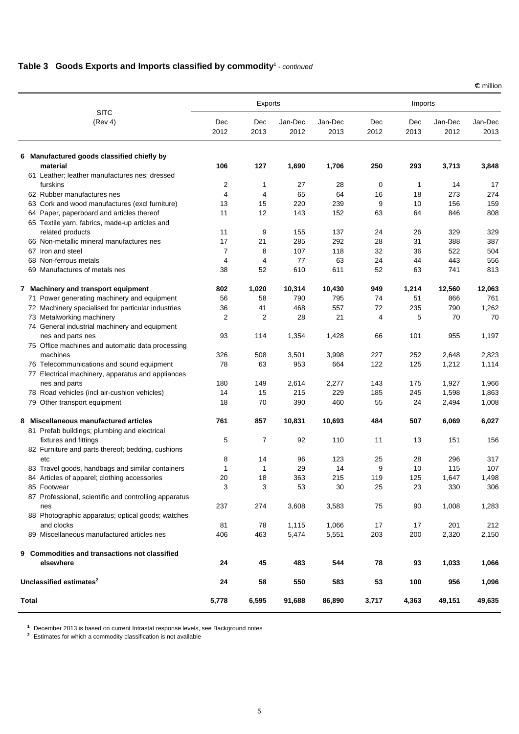## Table 3 Goods Exports and Imports classified by commodity[1] - *continued*

€ million

| SITC (Rev 4) | Exports | | | | Imports | | | |
|---|---|---|---|---|---|---|---|---|
| | Dec 2012 | Dec 2013 | Jan-Dec 2012 | Jan-Dec 2013 | Dec 2012 | Dec 2013 | Jan-Dec 2012 | Jan-Dec 2013 |
| **6 Manufactured goods classified chiefly by material** | **106** | **127** | **1,690** | **1,706** | **250** | **293** | **3,713** | **3,848** |
| 61 Leather; leather manufactures nes; dressed furskins | 2 | 1 | 27 | 28 | 0 | 1 | 14 | 17 |
| 62 Rubber manufactures nes | 4 | 4 | 65 | 64 | 16 | 18 | 273 | 274 |
| 63 Cork and wood manufactures (excl furniture) | 13 | 15 | 220 | 239 | 9 | 10 | 156 | 159 |
| 64 Paper, paperboard and articles thereof | 11 | 12 | 143 | 152 | 63 | 64 | 846 | 808 |
| 65 Textile yarn, fabrics, made-up articles and related products | 11 | 9 | 155 | 137 | 24 | 26 | 329 | 329 |
| 66 Non-metallic mineral manufactures nes | 17 | 21 | 285 | 292 | 28 | 31 | 388 | 387 |
| 67 Iron and steel | 7 | 8 | 107 | 118 | 32 | 36 | 522 | 504 |
| 68 Non-ferrous metals | 4 | 4 | 77 | 63 | 24 | 44 | 443 | 556 |
| 69 Manufactures of metals nes | 38 | 52 | 610 | 611 | 52 | 63 | 741 | 813 |
| **7 Machinery and transport equipment** | **802** | **1,020** | **10,314** | **10,430** | **949** | **1,214** | **12,560** | **12,063** |
| 71 Power generating machinery and equipment | 56 | 58 | 790 | 795 | 74 | 51 | 866 | 761 |
| 72 Machinery specialised for particular industries | 36 | 41 | 468 | 557 | 72 | 235 | 790 | 1,262 |
| 73 Metalworking machinery | 2 | 2 | 28 | 21 | 4 | 5 | 70 | 70 |
| 74 General industrial machinery and equipment nes and parts nes | 93 | 114 | 1,354 | 1,428 | 66 | 101 | 955 | 1,197 |
| 75 Office machines and automatic data processing machines | 326 | 508 | 3,501 | 3,998 | 227 | 252 | 2,648 | 2,823 |
| 76 Telecommunications and sound equipment | 78 | 63 | 953 | 664 | 122 | 125 | 1,212 | 1,114 |
| 77 Electrical machinery, apparatus and appliances nes and parts | 180 | 149 | 2,614 | 2,277 | 143 | 175 | 1,927 | 1,966 |
| 78 Road vehicles (incl air-cushion vehicles) | 14 | 15 | 215 | 229 | 185 | 245 | 1,598 | 1,863 |
| 79 Other transport equipment | 18 | 70 | 390 | 460 | 55 | 24 | 2,494 | 1,008 |
| **8 Miscellaneous manufactured articles** | **761** | **857** | **10,831** | **10,693** | **484** | **507** | **6,069** | **6,027** |
| 81 Prefab buildings; plumbing and electrical fixtures and fittings | 5 | 7 | 92 | 110 | 11 | 13 | 151 | 156 |
| 82 Furniture and parts thereof; bedding, cushions etc | 8 | 14 | 96 | 123 | 25 | 28 | 296 | 317 |
| 83 Travel goods, handbags and similar containers | 1 | 1 | 29 | 14 | 9 | 10 | 115 | 107 |
| 84 Articles of apparel; clothing accessories | 20 | 18 | 363 | 215 | 119 | 125 | 1,647 | 1,498 |
| 85 Footwear | 3 | 3 | 53 | 30 | 25 | 23 | 330 | 306 |
| 87 Professional, scientific and controlling apparatus nes | 237 | 274 | 3,608 | 3,583 | 75 | 90 | 1,008 | 1,283 |
| 88 Photographic apparatus; optical goods; watches and clocks | 81 | 78 | 1,115 | 1,066 | 17 | 17 | 201 | 212 |
| 89 Miscellaneous manufactured articles nes | 406 | 463 | 5,474 | 5,551 | 203 | 200 | 2,320 | 2,150 |
| **9 Commodities and transactions not classified elsewhere** | **24** | **45** | **483** | **544** | **78** | **93** | **1,033** | **1,066** |
| **Unclassified estimates[2]** | **24** | **58** | **550** | **583** | **53** | **100** | **956** | **1,096** |
| **Total** | **5,778** | **6,595** | **91,688** | **86,890** | **3,717** | **4,363** | **49,151** | **49,635** |

[1] December 2013 is based on current Intrastat response levels, see Background notes

[2] Estimates for which a commodity classification is not available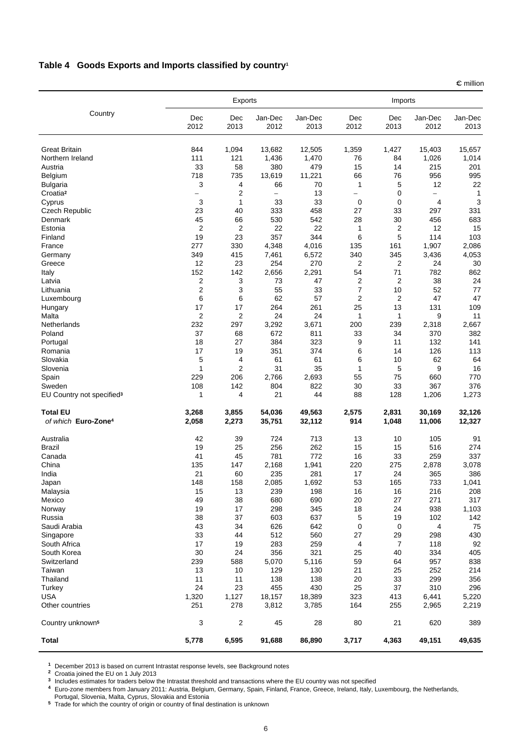## Table 4 Goods Exports and Imports classified by country[1]

€ million

| Country | Exports | | | | Imports | | | |
|---|---|---|---|---|---|---|---|---|
| | Dec 2012 | Dec 2013 | Jan-Dec 2012 | Jan-Dec 2013 | Dec 2012 | Dec 2013 | Jan-Dec 2012 | Jan-Dec 2013 |
| Great Britain | 844 | 1,094 | 13,682 | 12,505 | 1,359 | 1,427 | 15,403 | 15,657 |
| Northern Ireland | 111 | 121 | 1,436 | 1,470 | 76 | 84 | 1,026 | 1,014 |
| Austria | 33 | 58 | 380 | 479 | 15 | 14 | 215 | 201 |
| Belgium | 718 | 735 | 13,619 | 11,221 | 66 | 76 | 956 | 995 |
| Bulgaria | 3 | 4 | 66 | 70 | 1 | 5 | 12 | 22 |
| Croatia[2] | – | 2 | – | 13 | – | 0 | – | 1 |
| Cyprus | 3 | 1 | 33 | 33 | 0 | 0 | 4 | 3 |
| Czech Republic | 23 | 40 | 333 | 458 | 27 | 33 | 297 | 331 |
| Denmark | 45 | 66 | 530 | 542 | 28 | 30 | 456 | 683 |
| Estonia | 2 | 2 | 22 | 22 | 1 | 2 | 12 | 15 |
| Finland | 19 | 23 | 357 | 344 | 6 | 5 | 114 | 103 |
| France | 277 | 330 | 4,348 | 4,016 | 135 | 161 | 1,907 | 2,086 |
| Germany | 349 | 415 | 7,461 | 6,572 | 340 | 345 | 3,436 | 4,053 |
| Greece | 12 | 23 | 254 | 270 | 2 | 2 | 24 | 30 |
| Italy | 152 | 142 | 2,656 | 2,291 | 54 | 71 | 782 | 862 |
| Latvia | 2 | 3 | 73 | 47 | 2 | 2 | 38 | 24 |
| Lithuania | 2 | 3 | 55 | 33 | 7 | 10 | 52 | 77 |
| Luxembourg | 6 | 6 | 62 | 57 | 2 | 2 | 47 | 47 |
| Hungary | 17 | 17 | 264 | 261 | 25 | 13 | 131 | 109 |
| Malta | 2 | 2 | 24 | 24 | 1 | 1 | 9 | 11 |
| Netherlands | 232 | 297 | 3,292 | 3,671 | 200 | 239 | 2,318 | 2,667 |
| Poland | 37 | 68 | 672 | 811 | 33 | 34 | 370 | 382 |
| Portugal | 18 | 27 | 384 | 323 | 9 | 11 | 132 | 141 |
| Romania | 17 | 19 | 351 | 374 | 6 | 14 | 126 | 113 |
| Slovakia | 5 | 4 | 61 | 61 | 6 | 10 | 62 | 64 |
| Slovenia | 1 | 2 | 31 | 35 | 1 | 5 | 9 | 16 |
| Spain | 229 | 206 | 2,766 | 2,693 | 55 | 75 | 660 | 770 |
| Sweden | 108 | 142 | 804 | 822 | 30 | 33 | 367 | 376 |
| EU Country not specified[3] | 1 | 4 | 21 | 44 | 88 | 128 | 1,206 | 1,273 |
| **Total EU** | **3,268** | **3,855** | **54,036** | **49,563** | **2,575** | **2,831** | **30,169** | **32,126** |
| *of which* **Euro-Zone[4]** | **2,058** | **2,273** | **35,751** | **32,112** | **914** | **1,048** | **11,006** | **12,327** |
| Australia | 42 | 39 | 724 | 713 | 13 | 10 | 105 | 91 |
| Brazil | 19 | 25 | 256 | 262 | 15 | 15 | 516 | 274 |
| Canada | 41 | 45 | 781 | 772 | 16 | 33 | 259 | 337 |
| China | 135 | 147 | 2,168 | 1,941 | 220 | 275 | 2,878 | 3,078 |
| India | 21 | 60 | 235 | 281 | 17 | 24 | 365 | 386 |
| Japan | 148 | 158 | 2,085 | 1,692 | 53 | 165 | 733 | 1,041 |
| Malaysia | 15 | 13 | 239 | 198 | 16 | 16 | 216 | 208 |
| Mexico | 49 | 38 | 680 | 690 | 20 | 27 | 271 | 317 |
| Norway | 19 | 17 | 298 | 345 | 18 | 24 | 938 | 1,103 |
| Russia | 38 | 37 | 603 | 637 | 5 | 19 | 102 | 142 |
| Saudi Arabia | 43 | 34 | 626 | 642 | 0 | 0 | 4 | 75 |
| Singapore | 33 | 44 | 512 | 560 | 27 | 29 | 298 | 430 |
| South Africa | 17 | 19 | 283 | 259 | 4 | 7 | 118 | 92 |
| South Korea | 30 | 24 | 356 | 321 | 25 | 40 | 334 | 405 |
| Switzerland | 239 | 588 | 5,070 | 5,116 | 59 | 64 | 957 | 838 |
| Taiwan | 13 | 10 | 129 | 130 | 21 | 25 | 252 | 214 |
| Thailand | 11 | 11 | 138 | 138 | 20 | 33 | 299 | 356 |
| Turkey | 24 | 23 | 455 | 430 | 25 | 37 | 310 | 296 |
| USA | 1,320 | 1,127 | 18,157 | 18,389 | 323 | 413 | 6,441 | 5,220 |
| Other countries | 251 | 278 | 3,812 | 3,785 | 164 | 255 | 2,965 | 2,219 |
| Country unknown[5] | 3 | 2 | 45 | 28 | 80 | 21 | 620 | 389 |
| **Total** | **5,778** | **6,595** | **91,688** | **86,890** | **3,717** | **4,363** | **49,151** | **49,635** |

[1] December 2013 is based on current Intrastat response levels, see Background notes
[2] Croatia joined the EU on 1 July 2013
[3] Includes estimates for traders below the Intrastat threshold and transactions where the EU country was not specified
[4] Euro-zone members from January 2011: Austria, Belgium, Germany, Spain, Finland, France, Greece, Ireland, Italy, Luxembourg, the Netherlands, Portugal, Slovenia, Malta, Cyprus, Slovakia and Estonia
[5] Trade for which the country of origin or country of final destination is unknown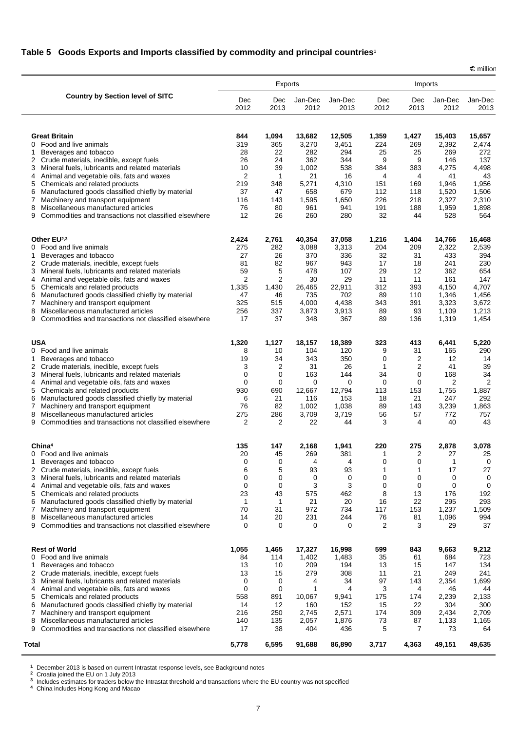## Table 5 Goods Exports and Imports classified by commodity and principal countries[1]

€ million

| Country by Section level of SITC | Exports | | | | Imports | | | |
|---|---|---|---|---|---|---|---|---|
| | Dec 2012 | Dec 2013 | Jan-Dec 2012 | Jan-Dec 2013 | Dec 2012 | Dec 2013 | Jan-Dec 2012 | Jan-Dec 2013 |
| **Great Britain** | **844** | **1,094** | **13,682** | **12,505** | **1,359** | **1,427** | **15,403** | **15,657** |
| 0 Food and live animals | 319 | 365 | 3,270 | 3,451 | 224 | 269 | 2,392 | 2,474 |
| 1 Beverages and tobacco | 28 | 22 | 282 | 294 | 25 | 25 | 269 | 272 |
| 2 Crude materials, inedible, except fuels | 26 | 24 | 362 | 344 | 9 | 9 | 146 | 137 |
| 3 Mineral fuels, lubricants and related materials | 10 | 39 | 1,002 | 538 | 384 | 383 | 4,275 | 4,498 |
| 4 Animal and vegetable oils, fats and waxes | 2 | 1 | 21 | 16 | 4 | 4 | 41 | 43 |
| 5 Chemicals and related products | 219 | 348 | 5,271 | 4,310 | 151 | 169 | 1,946 | 1,956 |
| 6 Manufactured goods classified chiefly by material | 37 | 47 | 658 | 679 | 112 | 118 | 1,520 | 1,506 |
| 7 Machinery and transport equipment | 116 | 143 | 1,595 | 1,650 | 226 | 218 | 2,327 | 2,310 |
| 8 Miscellaneous manufactured articles | 76 | 80 | 961 | 941 | 191 | 188 | 1,959 | 1,898 |
| 9 Commodities and transactions not classified elsewhere | 12 | 26 | 260 | 280 | 32 | 44 | 528 | 564 |
| **Other EU[2,3]** | **2,424** | **2,761** | **40,354** | **37,058** | **1,216** | **1,404** | **14,766** | **16,468** |
| 0 Food and live animals | 275 | 282 | 3,088 | 3,313 | 204 | 209 | 2,322 | 2,539 |
| 1 Beverages and tobacco | 27 | 26 | 370 | 336 | 32 | 31 | 433 | 394 |
| 2 Crude materials, inedible, except fuels | 81 | 82 | 967 | 943 | 17 | 18 | 241 | 230 |
| 3 Mineral fuels, lubricants and related materials | 59 | 5 | 478 | 107 | 29 | 12 | 362 | 654 |
| 4 Animal and vegetable oils, fats and waxes | 2 | 2 | 30 | 29 | 11 | 11 | 161 | 147 |
| 5 Chemicals and related products | 1,335 | 1,430 | 26,465 | 22,911 | 312 | 393 | 4,150 | 4,707 |
| 6 Manufactured goods classified chiefly by material | 47 | 46 | 735 | 702 | 89 | 110 | 1,346 | 1,456 |
| 7 Machinery and transport equipment | 325 | 515 | 4,000 | 4,438 | 343 | 391 | 3,323 | 3,672 |
| 8 Miscellaneous manufactured articles | 256 | 337 | 3,873 | 3,913 | 89 | 93 | 1,109 | 1,213 |
| 9 Commodities and transactions not classified elsewhere | 17 | 37 | 348 | 367 | 89 | 136 | 1,319 | 1,454 |
| **USA** | **1,320** | **1,127** | **18,157** | **18,389** | **323** | **413** | **6,441** | **5,220** |
| 0 Food and live animals | 8 | 10 | 104 | 120 | 9 | 31 | 165 | 290 |
| 1 Beverages and tobacco | 19 | 34 | 343 | 350 | 0 | 2 | 12 | 14 |
| 2 Crude materials, inedible, except fuels | 3 | 2 | 31 | 26 | 1 | 2 | 41 | 39 |
| 3 Mineral fuels, lubricants and related materials | 0 | 0 | 163 | 144 | 34 | 0 | 168 | 34 |
| 4 Animal and vegetable oils, fats and waxes | 0 | 0 | 0 | 0 | 0 | 0 | 2 | 2 |
| 5 Chemicals and related products | 930 | 690 | 12,667 | 12,794 | 113 | 153 | 1,755 | 1,887 |
| 6 Manufactured goods classified chiefly by material | 6 | 21 | 116 | 153 | 18 | 21 | 247 | 292 |
| 7 Machinery and transport equipment | 76 | 82 | 1,002 | 1,038 | 89 | 143 | 3,239 | 1,863 |
| 8 Miscellaneous manufactured articles | 275 | 286 | 3,709 | 3,719 | 56 | 57 | 772 | 757 |
| 9 Commodities and transactions not classified elsewhere | 2 | 2 | 22 | 44 | 3 | 4 | 40 | 43 |
| **China[4]** | **135** | **147** | **2,168** | **1,941** | **220** | **275** | **2,878** | **3,078** |
| 0 Food and live animals | 20 | 45 | 269 | 381 | 1 | 2 | 27 | 25 |
| 1 Beverages and tobacco | 0 | 0 | 4 | 4 | 0 | 0 | 1 | 0 |
| 2 Crude materials, inedible, except fuels | 6 | 5 | 93 | 93 | 1 | 1 | 17 | 27 |
| 3 Mineral fuels, lubricants and related materials | 0 | 0 | 0 | 0 | 0 | 0 | 0 | 0 |
| 4 Animal and vegetable oils, fats and waxes | 0 | 0 | 3 | 3 | 0 | 0 | 0 | 0 |
| 5 Chemicals and related products | 23 | 43 | 575 | 462 | 8 | 13 | 176 | 192 |
| 6 Manufactured goods classified chiefly by material | 1 | 1 | 21 | 20 | 16 | 22 | 295 | 293 |
| 7 Machinery and transport equipment | 70 | 31 | 972 | 734 | 117 | 153 | 1,237 | 1,509 |
| 8 Miscellaneous manufactured articles | 14 | 20 | 231 | 244 | 76 | 81 | 1,096 | 994 |
| 9 Commodities and transactions not classified elsewhere | 0 | 0 | 0 | 0 | 2 | 3 | 29 | 37 |
| **Rest of World** | **1,055** | **1,465** | **17,327** | **16,998** | **599** | **843** | **9,663** | **9,212** |
| 0 Food and live animals | 84 | 114 | 1,402 | 1,483 | 35 | 61 | 684 | 723 |
| 1 Beverages and tobacco | 13 | 10 | 209 | 194 | 13 | 15 | 147 | 134 |
| 2 Crude materials, inedible, except fuels | 13 | 15 | 279 | 308 | 11 | 21 | 249 | 241 |
| 3 Mineral fuels, lubricants and related materials | 0 | 0 | 4 | 34 | 97 | 143 | 2,354 | 1,699 |
| 4 Animal and vegetable oils, fats and waxes | 0 | 0 | 1 | 4 | 3 | 4 | 46 | 44 |
| 5 Chemicals and related products | 558 | 891 | 10,067 | 9,941 | 175 | 174 | 2,239 | 2,133 |
| 6 Manufactured goods classified chiefly by material | 14 | 12 | 160 | 152 | 15 | 22 | 304 | 300 |
| 7 Machinery and transport equipment | 216 | 250 | 2,745 | 2,571 | 174 | 309 | 2,434 | 2,709 |
| 8 Miscellaneous manufactured articles | 140 | 135 | 2,057 | 1,876 | 73 | 87 | 1,133 | 1,165 |
| 9 Commodities and transactions not classified elsewhere | 17 | 38 | 404 | 436 | 5 | 7 | 73 | 64 |
| **Total** | **5,778** | **6,595** | **91,688** | **86,890** | **3,717** | **4,363** | **49,151** | **49,635** |

[1] December 2013 is based on current Intrastat response levels, see Background notes
[2] Croatia joined the EU on 1 July 2013
[3] Includes estimates for traders below the Intrastat threshold and transactions where the EU country was not specified
[4] China includes Hong Kong and Macao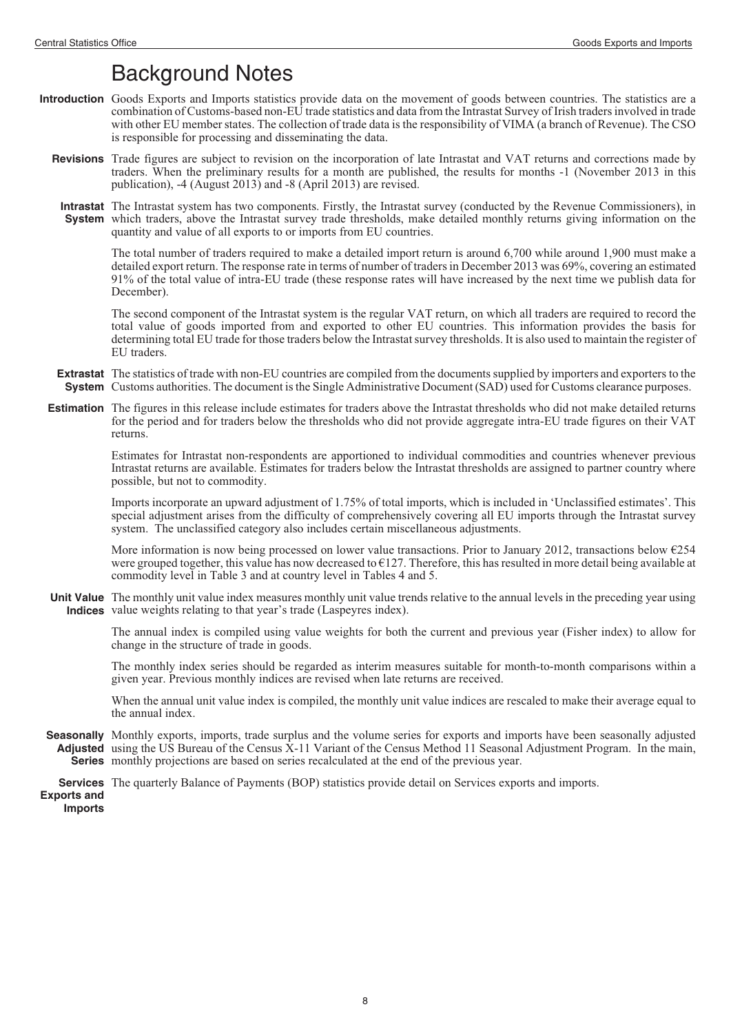# Background Notes

**Introduction** Goods Exports and Imports statistics provide data on the movement of goods between countries. The statistics are a combination of Customs-based non-EU trade statistics and data from the Intrastat Survey of Irish traders involved in trade with other EU member states. The collection of trade data is the responsibility of VIMA (a branch of Revenue). The CSO is responsible for processing and disseminating the data.

**Revisions** Trade figures are subject to revision on the incorporation of late Intrastat and VAT returns and corrections made by traders. When the preliminary results for a month are published, the results for months -1 (November 2013 in this publication), -4 (August 2013) and -8 (April 2013) are revised.

**Intrastat System** The Intrastat system has two components. Firstly, the Intrastat survey (conducted by the Revenue Commissioners), in which traders, above the Intrastat survey trade thresholds, make detailed monthly returns giving information on the quantity and value of all exports to or imports from EU countries.

The total number of traders required to make a detailed import return is around 6,700 while around 1,900 must make a detailed export return. The response rate in terms of number of traders in December 2013 was 69%, covering an estimated 91% of the total value of intra-EU trade (these response rates will have increased by the next time we publish data for December).

The second component of the Intrastat system is the regular VAT return, on which all traders are required to record the total value of goods imported from and exported to other EU countries. This information provides the basis for determining total EU trade for those traders below the Intrastat survey thresholds. It is also used to maintain the register of EU traders.

**Extrastat System** The statistics of trade with non-EU countries are compiled from the documents supplied by importers and exporters to the Customs authorities. The document is the Single Administrative Document (SAD) used for Customs clearance purposes.

**Estimation** The figures in this release include estimates for traders above the Intrastat thresholds who did not make detailed returns for the period and for traders below the thresholds who did not provide aggregate intra-EU trade figures on their VAT returns.

Estimates for Intrastat non-respondents are apportioned to individual commodities and countries whenever previous Intrastat returns are available. Estimates for traders below the Intrastat thresholds are assigned to partner country where possible, but not to commodity.

Imports incorporate an upward adjustment of 1.75% of total imports, which is included in 'Unclassified estimates'. This special adjustment arises from the difficulty of comprehensively covering all EU imports through the Intrastat survey system. The unclassified category also includes certain miscellaneous adjustments.

More information is now being processed on lower value transactions. Prior to January 2012, transactions below €254 were grouped together, this value has now decreased to €127. Therefore, this has resulted in more detail being available at commodity level in Table 3 and at country level in Tables 4 and 5.

**Unit Value Indices** The monthly unit value index measures monthly unit value trends relative to the annual levels in the preceding year using value weights relating to that year's trade (Laspeyres index).

The annual index is compiled using value weights for both the current and previous year (Fisher index) to allow for change in the structure of trade in goods.

The monthly index series should be regarded as interim measures suitable for month-to-month comparisons within a given year. Previous monthly indices are revised when late returns are received.

When the annual unit value index is compiled, the monthly unit value indices are rescaled to make their average equal to the annual index.

**Seasonally Adjusted Series** Monthly exports, imports, trade surplus and the volume series for exports and imports have been seasonally adjusted using the US Bureau of the Census X-11 Variant of the Census Method 11 Seasonal Adjustment Program. In the main, monthly projections are based on series recalculated at the end of the previous year.

**Services Exports and Imports** The quarterly Balance of Payments (BOP) statistics provide detail on Services exports and imports.